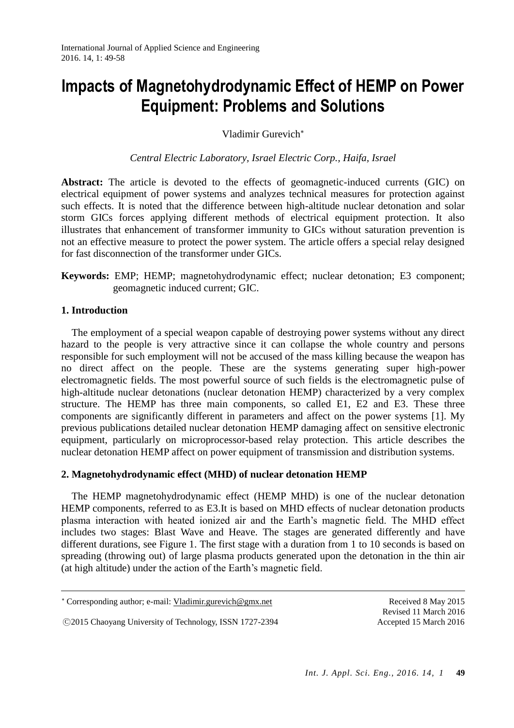# Impacts of Magnetohydrodynamic Effect of HEMP on Power Equipment: Problems and Solutions

Vladimir Gurevich*

*Central Electric Laboratory, Israel Electric Corp., Haifa, Israel*

**Abstract:** The article is devoted to the effects of geomagnetic-induced currents (GIC) on electrical equipment of power systems and analyzes technical measures for protection against such effects. It is noted that the difference between high-altitude nuclear detonation and solar storm GICs forces applying different methods of electrical equipment protection. It also illustrates that enhancement of transformer immunity to GICs without saturation prevention is not an effective measure to protect the power system. The article offers a special relay designed for fast disconnection of the transformer under GICs.

**Keywords:** EMP; HEMP; magnetohydrodynamic effect; nuclear detonation; E3 component; geomagnetic induced current; GIC.

## 1. Introduction

The employment of a special weapon capable of destroying power systems without any direct hazard to the people is very attractive since it can collapse the whole country and persons responsible for such employment will not be accused of the mass killing because the weapon has no direct affect on the people. These are the systems generating super high-power electromagnetic fields. The most powerful source of such fields is the electromagnetic pulse of high-altitude nuclear detonations (nuclear detonation HEMP) characterized by a very complex structure. The HEMP has three main components, so called E1, E2 and E3. These three components are significantly different in parameters and affect on the power systems [1]. My previous publications detailed nuclear detonation HEMP damaging affect on sensitive electronic equipment, particularly on microprocessor-based relay protection. This article describes the nuclear detonation HEMP affect on power equipment of transmission and distribution systems.

## 2. Magnetohydrodynamic effect (MHD) of nuclear detonation HEMP

The HEMP magnetohydrodynamic effect (HEMP MHD) is one of the nuclear detonation HEMP components, referred to as E3.It is based on MHD effects of nuclear detonation products plasma interaction with heated ionized air and the Earth's magnetic field. The MHD effect includes two stages: Blast Wave and Heave. The stages are generated differently and have different durations, see Figure 1. The first stage with a duration from 1 to 10 seconds is based on spreading (throwing out) of large plasma products generated upon the detonation in the thin air (at high altitude) under the action of the Earth's magnetic field.

---

* Corresponding author; e-mail: Vladimir.gurevich@gmx.net

©2015 Chaoyang University of Technology, ISSN 1727-2394

Received 8 May 2015
Revised 11 March 2016
Accepted 15 March 2016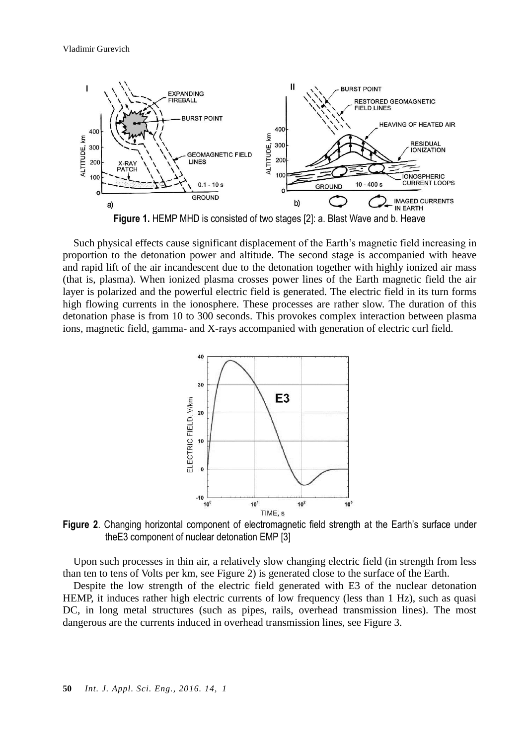**Figure 1.** HEMP MHD is consisted of two stages [2]: a. Blast Wave and b. Heave

Such physical effects cause significant displacement of the Earth's magnetic field increasing in proportion to the detonation power and altitude. The second stage is accompanied with heave and rapid lift of the air incandescent due to the detonation together with highly ionized air mass (that is, plasma). When ionized plasma crosses power lines of the Earth magnetic field the air layer is polarized and the powerful electric field is generated. The electric field in its turn forms high flowing currents in the ionosphere. These processes are rather slow. The duration of this detonation phase is from 10 to 300 seconds. This provokes complex interaction between plasma ions, magnetic field, gamma- and X-rays accompanied with generation of electric curl field.

**Figure 2**. Changing horizontal component of electromagnetic field strength at the Earth's surface under theE3 component of nuclear detonation EMP [3]

Upon such processes in thin air, a relatively slow changing electric field (in strength from less than ten to tens of Volts per km, see Figure 2) is generated close to the surface of the Earth.

Despite the low strength of the electric field generated with E3 of the nuclear detonation HEMP, it induces rather high electric currents of low frequency (less than 1 Hz), such as quasi DC, in long metal structures (such as pipes, rails, overhead transmission lines). The most dangerous are the currents induced in overhead transmission lines, see Figure 3.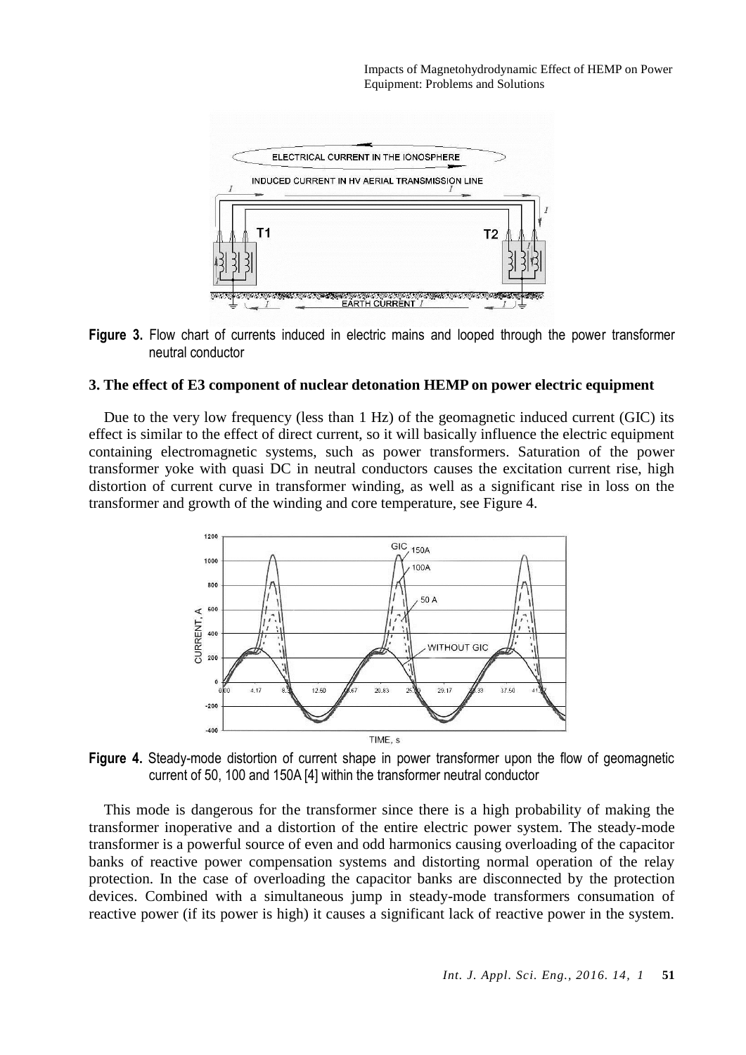**Figure 3.** Flow chart of currents induced in electric mains and looped through the power transformer neutral conductor

## 3. The effect of E3 component of nuclear detonation HEMP on power electric equipment

Due to the very low frequency (less than 1 Hz) of the geomagnetic induced current (GIC) its effect is similar to the effect of direct current, so it will basically influence the electric equipment containing electromagnetic systems, such as power transformers. Saturation of the power transformer yoke with quasi DC in neutral conductors causes the excitation current rise, high distortion of current curve in transformer winding, as well as a significant rise in loss on the transformer and growth of the winding and core temperature, see Figure 4.

**Figure 4.** Steady-mode distortion of current shape in power transformer upon the flow of geomagnetic current of 50, 100 and 150A [4] within the transformer neutral conductor

This mode is dangerous for the transformer since there is a high probability of making the transformer inoperative and a distortion of the entire electric power system. The steady-mode transformer is a powerful source of even and odd harmonics causing overloading of the capacitor banks of reactive power compensation systems and distorting normal operation of the relay protection. In the case of overloading the capacitor banks are disconnected by the protection devices. Combined with a simultaneous jump in steady-mode transformers consumation of reactive power (if its power is high) it causes a significant lack of reactive power in the system.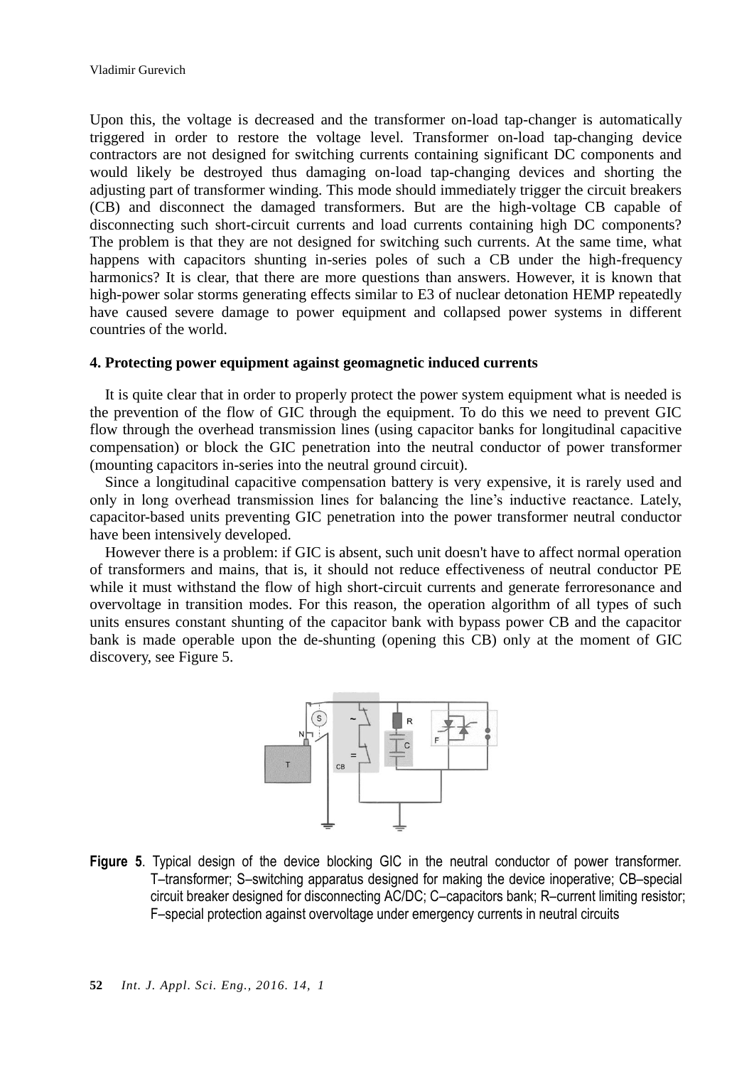Upon this, the voltage is decreased and the transformer on-load tap-changer is automatically triggered in order to restore the voltage level. Transformer on-load tap-changing device contractors are not designed for switching currents containing significant DC components and would likely be destroyed thus damaging on-load tap-changing devices and shorting the adjusting part of transformer winding. This mode should immediately trigger the circuit breakers (CB) and disconnect the damaged transformers. But are the high-voltage CB capable of disconnecting such short-circuit currents and load currents containing high DC components? The problem is that they are not designed for switching such currents. At the same time, what happens with capacitors shunting in-series poles of such a CB under the high-frequency harmonics? It is clear, that there are more questions than answers. However, it is known that high-power solar storms generating effects similar to E3 of nuclear detonation HEMP repeatedly have caused severe damage to power equipment and collapsed power systems in different countries of the world.

### 4. Protecting power equipment against geomagnetic induced currents

It is quite clear that in order to properly protect the power system equipment what is needed is the prevention of the flow of GIC through the equipment. To do this we need to prevent GIC flow through the overhead transmission lines (using capacitor banks for longitudinal capacitive compensation) or block the GIC penetration into the neutral conductor of power transformer (mounting capacitors in-series into the neutral ground circuit).

Since a longitudinal capacitive compensation battery is very expensive, it is rarely used and only in long overhead transmission lines for balancing the line's inductive reactance. Lately, capacitor-based units preventing GIC penetration into the power transformer neutral conductor have been intensively developed.

However there is a problem: if GIC is absent, such unit doesn't have to affect normal operation of transformers and mains, that is, it should not reduce effectiveness of neutral conductor PE while it must withstand the flow of high short-circuit currents and generate ferroresonance and overvoltage in transition modes. For this reason, the operation algorithm of all types of such units ensures constant shunting of the capacitor bank with bypass power CB and the capacitor bank is made operable upon the de-shunting (opening this CB) only at the moment of GIC discovery, see Figure 5.

**Figure 5**. Typical design of the device blocking GIC in the neutral conductor of power transformer. T–transformer; S–switching apparatus designed for making the device inoperative; CB–special circuit breaker designed for disconnecting AC/DC; C–capacitors bank; R–current limiting resistor; F–special protection against overvoltage under emergency currents in neutral circuits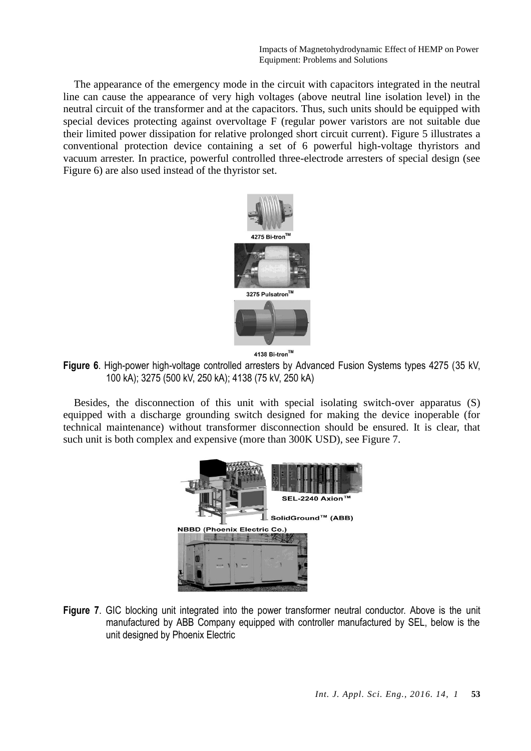The appearance of the emergency mode in the circuit with capacitors integrated in the neutral line can cause the appearance of very high voltages (above neutral line isolation level) in the neutral circuit of the transformer and at the capacitors. Thus, such units should be equipped with special devices protecting against overvoltage F (regular power varistors are not suitable due their limited power dissipation for relative prolonged short circuit current). Figure 5 illustrates a conventional protection device containing a set of 6 powerful high-voltage thyristors and vacuum arrester. In practice, powerful controlled three-electrode arresters of special design (see Figure 6) are also used instead of the thyristor set.

4275 Bi-tron™

3275 Pulsatron™

4138 Bi-tron™

**Figure 6**. High-power high-voltage controlled arresters by Advanced Fusion Systems types 4275 (35 kV, 100 kA); 3275 (500 kV, 250 kA); 4138 (75 kV, 250 kA)

Besides, the disconnection of this unit with special isolating switch-over apparatus (S) equipped with a discharge grounding switch designed for making the device inoperable (for technical maintenance) without transformer disconnection should be ensured. It is clear, that such unit is both complex and expensive (more than 300K USD), see Figure 7.

SEL-2240 Axion™

SolidGround™ (ABB)

NBBD (Phoenix Electric Co.)

**Figure 7**. GIC blocking unit integrated into the power transformer neutral conductor. Above is the unit manufactured by ABB Company equipped with controller manufactured by SEL, below is the unit designed by Phoenix Electric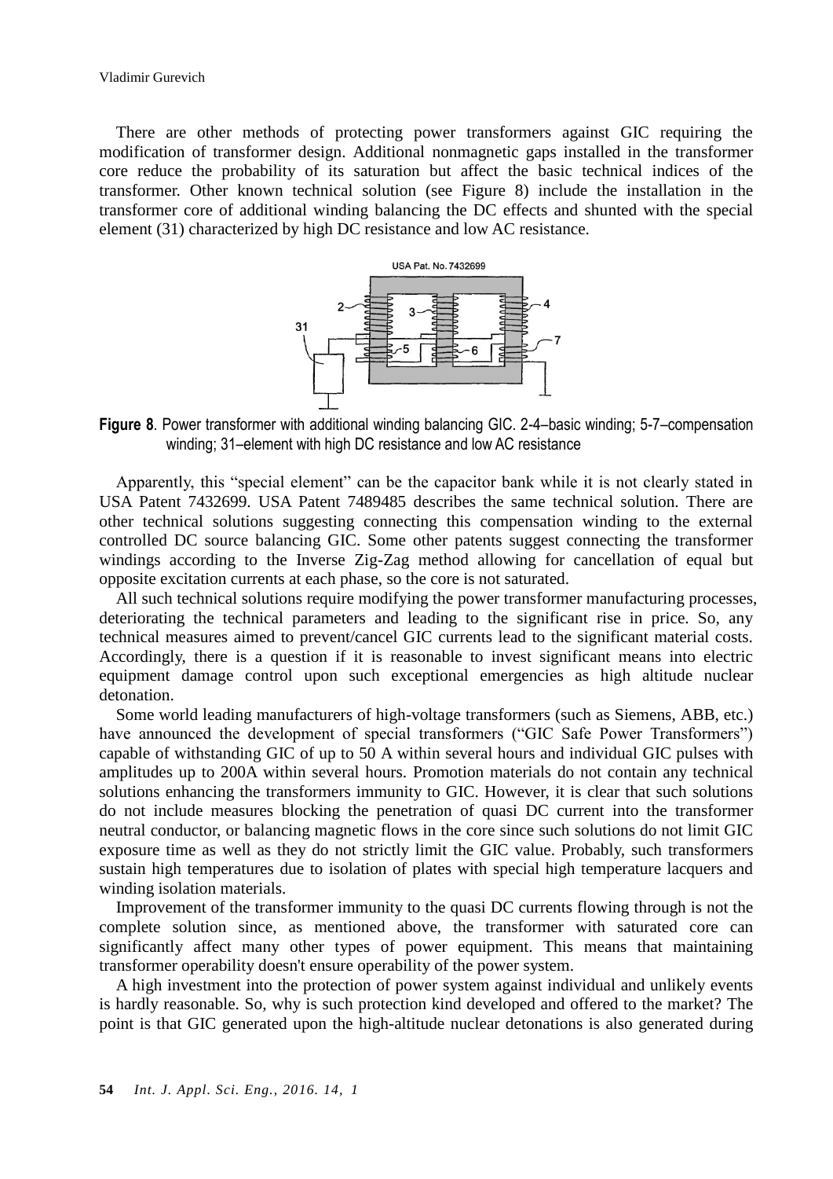There are other methods of protecting power transformers against GIC requiring the modification of transformer design. Additional nonmagnetic gaps installed in the transformer core reduce the probability of its saturation but affect the basic technical indices of the transformer. Other known technical solution (see Figure 8) include the installation in the transformer core of additional winding balancing the DC effects and shunted with the special element (31) characterized by high DC resistance and low AC resistance.

**Figure 8**. Power transformer with additional winding balancing GIC. 2-4–basic winding; 5-7–compensation winding; 31–element with high DC resistance and low AC resistance

Apparently, this "special element" can be the capacitor bank while it is not clearly stated in USA Patent 7432699. USA Patent 7489485 describes the same technical solution. There are other technical solutions suggesting connecting this compensation winding to the external controlled DC source balancing GIC. Some other patents suggest connecting the transformer windings according to the Inverse Zig-Zag method allowing for cancellation of equal but opposite excitation currents at each phase, so the core is not saturated.

All such technical solutions require modifying the power transformer manufacturing processes, deteriorating the technical parameters and leading to the significant rise in price. So, any technical measures aimed to prevent/cancel GIC currents lead to the significant material costs. Accordingly, there is a question if it is reasonable to invest significant means into electric equipment damage control upon such exceptional emergencies as high altitude nuclear detonation.

Some world leading manufacturers of high-voltage transformers (such as Siemens, ABB, etc.) have announced the development of special transformers ("GIC Safe Power Transformers") capable of withstanding GIC of up to 50 A within several hours and individual GIC pulses with amplitudes up to 200A within several hours. Promotion materials do not contain any technical solutions enhancing the transformers immunity to GIC. However, it is clear that such solutions do not include measures blocking the penetration of quasi DC current into the transformer neutral conductor, or balancing magnetic flows in the core since such solutions do not limit GIC exposure time as well as they do not strictly limit the GIC value. Probably, such transformers sustain high temperatures due to isolation of plates with special high temperature lacquers and winding isolation materials.

Improvement of the transformer immunity to the quasi DC currents flowing through is not the complete solution since, as mentioned above, the transformer with saturated core can significantly affect many other types of power equipment. This means that maintaining transformer operability doesn't ensure operability of the power system.

A high investment into the protection of power system against individual and unlikely events is hardly reasonable. So, why is such protection kind developed and offered to the market? The point is that GIC generated upon the high-altitude nuclear detonations is also generated during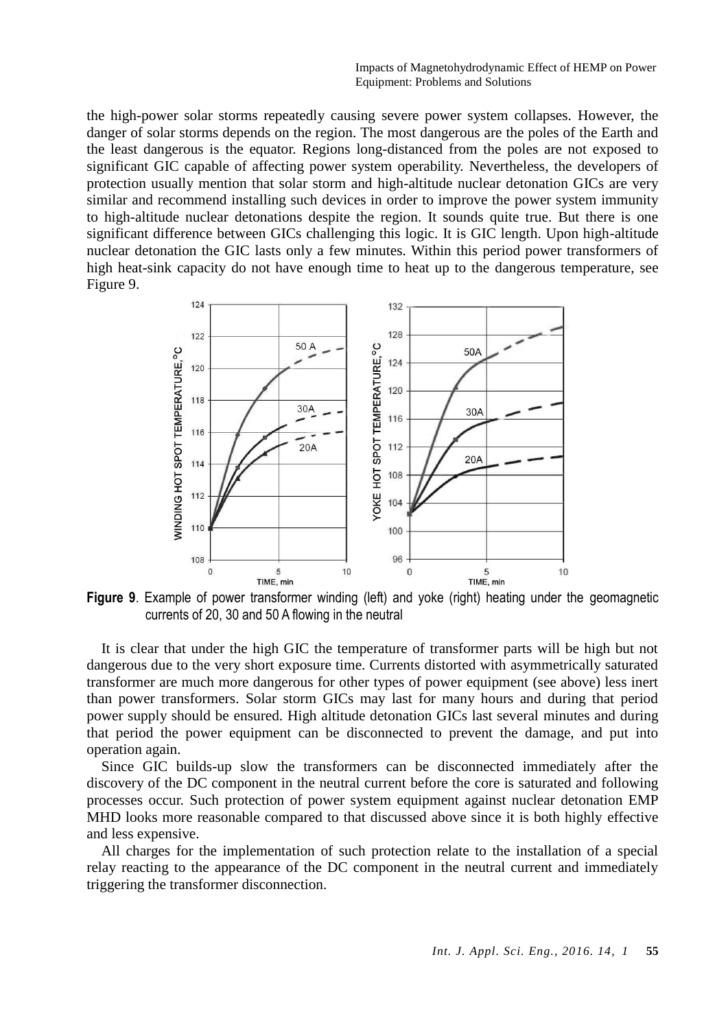the high-power solar storms repeatedly causing severe power system collapses. However, the danger of solar storms depends on the region. The most dangerous are the poles of the Earth and the least dangerous is the equator. Regions long-distanced from the poles are not exposed to significant GIC capable of affecting power system operability. Nevertheless, the developers of protection usually mention that solar storm and high-altitude nuclear detonation GICs are very similar and recommend installing such devices in order to improve the power system immunity to high-altitude nuclear detonations despite the region. It sounds quite true. But there is one significant difference between GICs challenging this logic. It is GIC length. Upon high-altitude nuclear detonation the GIC lasts only a few minutes. Within this period power transformers of high heat-sink capacity do not have enough time to heat up to the dangerous temperature, see Figure 9.

**Figure 9**. Example of power transformer winding (left) and yoke (right) heating under the geomagnetic currents of 20, 30 and 50 A flowing in the neutral

It is clear that under the high GIC the temperature of transformer parts will be high but not dangerous due to the very short exposure time. Currents distorted with asymmetrically saturated transformer are much more dangerous for other types of power equipment (see above) less inert than power transformers. Solar storm GICs may last for many hours and during that period power supply should be ensured. High altitude detonation GICs last several minutes and during that period the power equipment can be disconnected to prevent the damage, and put into operation again.

Since GIC builds-up slow the transformers can be disconnected immediately after the discovery of the DC component in the neutral current before the core is saturated and following processes occur. Such protection of power system equipment against nuclear detonation EMP MHD looks more reasonable compared to that discussed above since it is both highly effective and less expensive.

All charges for the implementation of such protection relate to the installation of a special relay reacting to the appearance of the DC component in the neutral current and immediately triggering the transformer disconnection.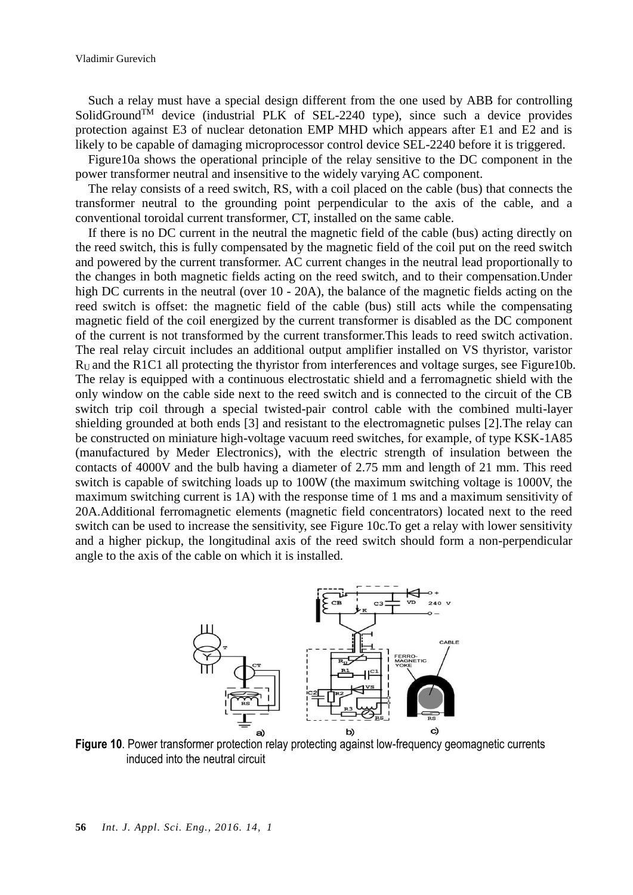Such a relay must have a special design different from the one used by ABB for controlling SolidGround™ device (industrial PLK of SEL-2240 type), since such a device provides protection against E3 of nuclear detonation EMP MHD which appears after E1 and E2 and is likely to be capable of damaging microprocessor control device SEL-2240 before it is triggered.

Figure10a shows the operational principle of the relay sensitive to the DC component in the power transformer neutral and insensitive to the widely varying AC component.

The relay consists of a reed switch, RS, with a coil placed on the cable (bus) that connects the transformer neutral to the grounding point perpendicular to the axis of the cable, and a conventional toroidal current transformer, CT, installed on the same cable.

If there is no DC current in the neutral the magnetic field of the cable (bus) acting directly on the reed switch, this is fully compensated by the magnetic field of the coil put on the reed switch and powered by the current transformer. AC current changes in the neutral lead proportionally to the changes in both magnetic fields acting on the reed switch, and to their compensation.Under high DC currents in the neutral (over 10 - 20A), the balance of the magnetic fields acting on the reed switch is offset: the magnetic field of the cable (bus) still acts while the compensating magnetic field of the coil energized by the current transformer is disabled as the DC component of the current is not transformed by the current transformer.This leads to reed switch activation. The real relay circuit includes an additional output amplifier installed on VS thyristor, varistor $R_U$ and the R1C1 all protecting the thyristor from interferences and voltage surges, see Figure10b. The relay is equipped with a continuous electrostatic shield and a ferromagnetic shield with the only window on the cable side next to the reed switch and is connected to the circuit of the CB switch trip coil through a special twisted-pair control cable with the combined multi-layer shielding grounded at both ends [3] and resistant to the electromagnetic pulses [2].The relay can be constructed on miniature high-voltage vacuum reed switches, for example, of type KSK-1A85 (manufactured by Meder Electronics), with the electric strength of insulation between the contacts of 4000V and the bulb having a diameter of 2.75 mm and length of 21 mm. This reed switch is capable of switching loads up to 100W (the maximum switching voltage is 1000V, the maximum switching current is 1A) with the response time of 1 ms and a maximum sensitivity of 20A.Additional ferromagnetic elements (magnetic field concentrators) located next to the reed switch can be used to increase the sensitivity, see Figure 10c.To get a relay with lower sensitivity and a higher pickup, the longitudinal axis of the reed switch should form a non-perpendicular angle to the axis of the cable on which it is installed.

**Figure 10**. Power transformer protection relay protecting against low-frequency geomagnetic currents induced into the neutral circuit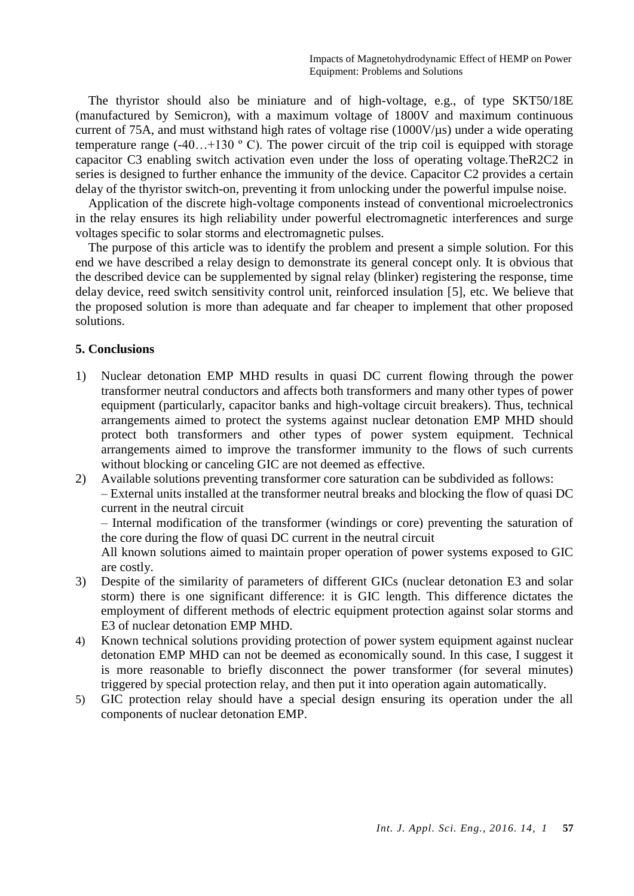The thyristor should also be miniature and of high-voltage, e.g., of type SKT50/18E (manufactured by Semicron), with a maximum voltage of 1800V and maximum continuous current of 75A, and must withstand high rates of voltage rise (1000V/μs) under a wide operating temperature range (-40…+130 º C). The power circuit of the trip coil is equipped with storage capacitor C3 enabling switch activation even under the loss of operating voltage.TheR2C2 in series is designed to further enhance the immunity of the device. Capacitor C2 provides a certain delay of the thyristor switch-on, preventing it from unlocking under the powerful impulse noise.

Application of the discrete high-voltage components instead of conventional microelectronics in the relay ensures its high reliability under powerful electromagnetic interferences and surge voltages specific to solar storms and electromagnetic pulses.

The purpose of this article was to identify the problem and present a simple solution. For this end we have described a relay design to demonstrate its general concept only. It is obvious that the described device can be supplemented by signal relay (blinker) registering the response, time delay device, reed switch sensitivity control unit, reinforced insulation [5], etc. We believe that the proposed solution is more than adequate and far cheaper to implement that other proposed solutions.

## 5. Conclusions

1) Nuclear detonation EMP MHD results in quasi DC current flowing through the power transformer neutral conductors and affects both transformers and many other types of power equipment (particularly, capacitor banks and high-voltage circuit breakers). Thus, technical arrangements aimed to protect the systems against nuclear detonation EMP MHD should protect both transformers and other types of power system equipment. Technical arrangements aimed to improve the transformer immunity to the flows of such currents without blocking or canceling GIC are not deemed as effective.
2) Available solutions preventing transformer core saturation can be subdivided as follows:
   – External units installed at the transformer neutral breaks and blocking the flow of quasi DC current in the neutral circuit
   – Internal modification of the transformer (windings or core) preventing the saturation of the core during the flow of quasi DC current in the neutral circuit
   All known solutions aimed to maintain proper operation of power systems exposed to GIC are costly.
3) Despite of the similarity of parameters of different GICs (nuclear detonation E3 and solar storm) there is one significant difference: it is GIC length. This difference dictates the employment of different methods of electric equipment protection against solar storms and E3 of nuclear detonation EMP MHD.
4) Known technical solutions providing protection of power system equipment against nuclear detonation EMP MHD can not be deemed as economically sound. In this case, I suggest it is more reasonable to briefly disconnect the power transformer (for several minutes) triggered by special protection relay, and then put it into operation again automatically.
5) GIC protection relay should have a special design ensuring its operation under the all components of nuclear detonation EMP.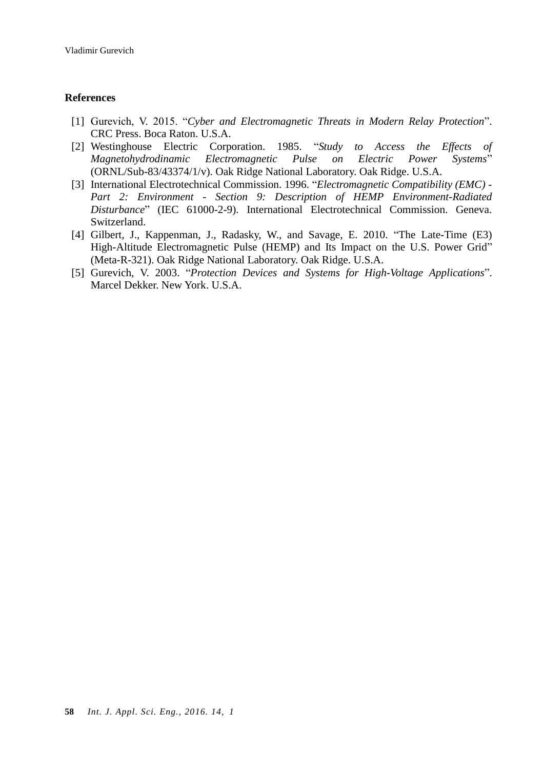## References

[1] Gurevich, V. 2015. "*Cyber and Electromagnetic Threats in Modern Relay Protection*". CRC Press. Boca Raton. U.S.A.

[2] Westinghouse Electric Corporation. 1985. "*Study to Access the Effects of Magnetohydrodinamic Electromagnetic Pulse on Electric Power Systems*" (ORNL/Sub-83/43374/1/v). Oak Ridge National Laboratory. Oak Ridge. U.S.A.

[3] International Electrotechnical Commission. 1996. "*Electromagnetic Compatibility (EMC) - Part 2: Environment - Section 9: Description of HEMP Environment-Radiated Disturbance*" (IEC 61000-2-9). International Electrotechnical Commission. Geneva. Switzerland.

[4] Gilbert, J., Kappenman, J., Radasky, W., and Savage, E. 2010. "The Late-Time (E3) High-Altitude Electromagnetic Pulse (HEMP) and Its Impact on the U.S. Power Grid" (Meta-R-321). Oak Ridge National Laboratory. Oak Ridge. U.S.A.

[5] Gurevich, V. 2003. "*Protection Devices and Systems for High-Voltage Applications*". Marcel Dekker. New York. U.S.A.